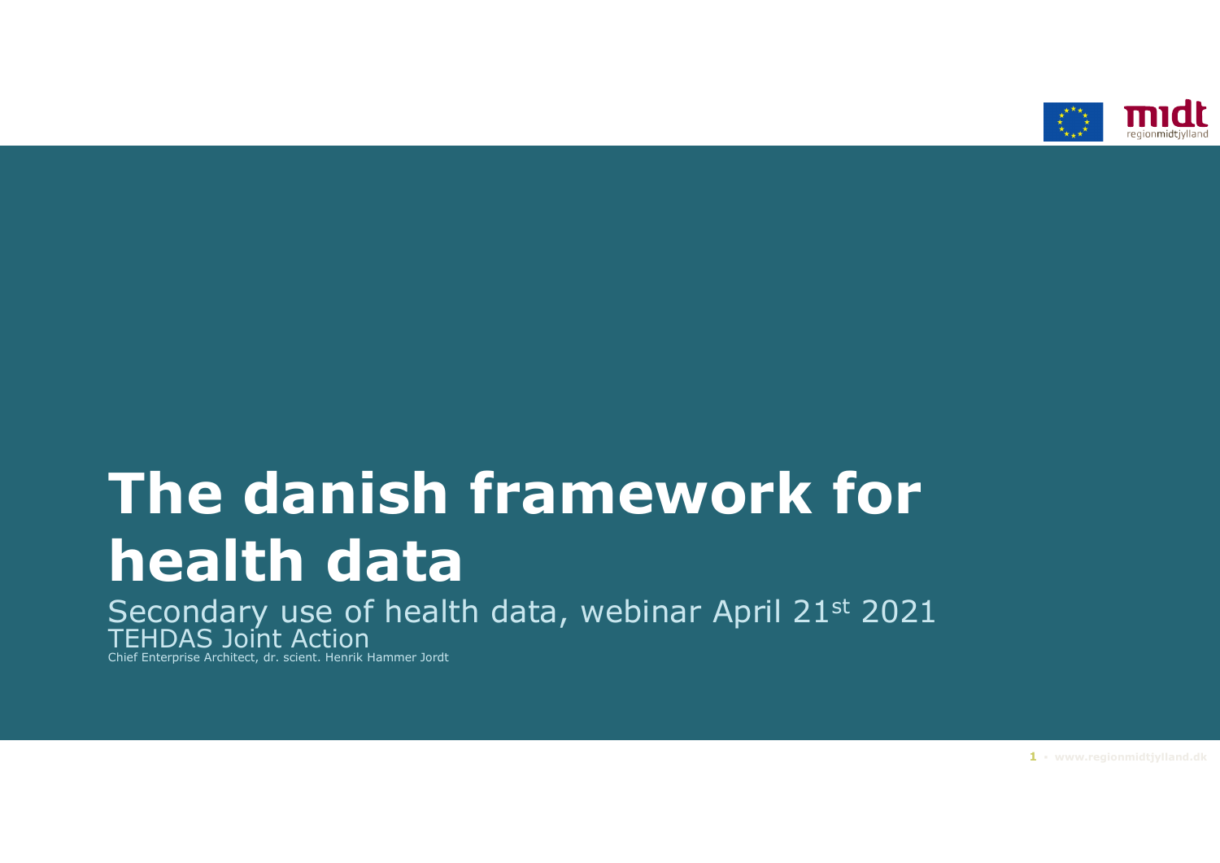# The danish framework for health data

Secondary use of health data, webinar April 21st 2021

TEHDAS Joint Action

Chief Enterprise Architect, dr. scient. Henrik Hammer Jordt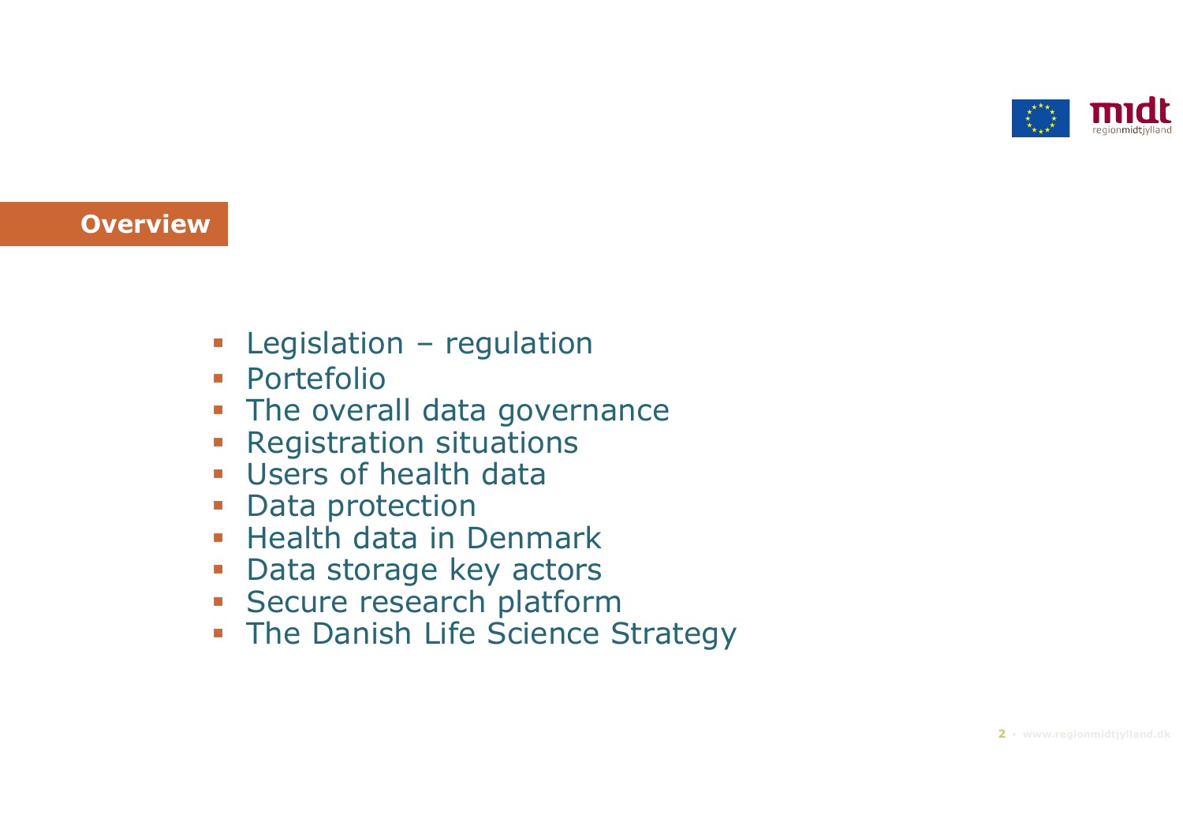## Overview

- Legislation – regulation
- Portefolio
- The overall data governance
- Registration situations
- Users of health data
- Data protection
- Health data in Denmark
- Data storage key actors
- Secure research platform
- The Danish Life Science Strategy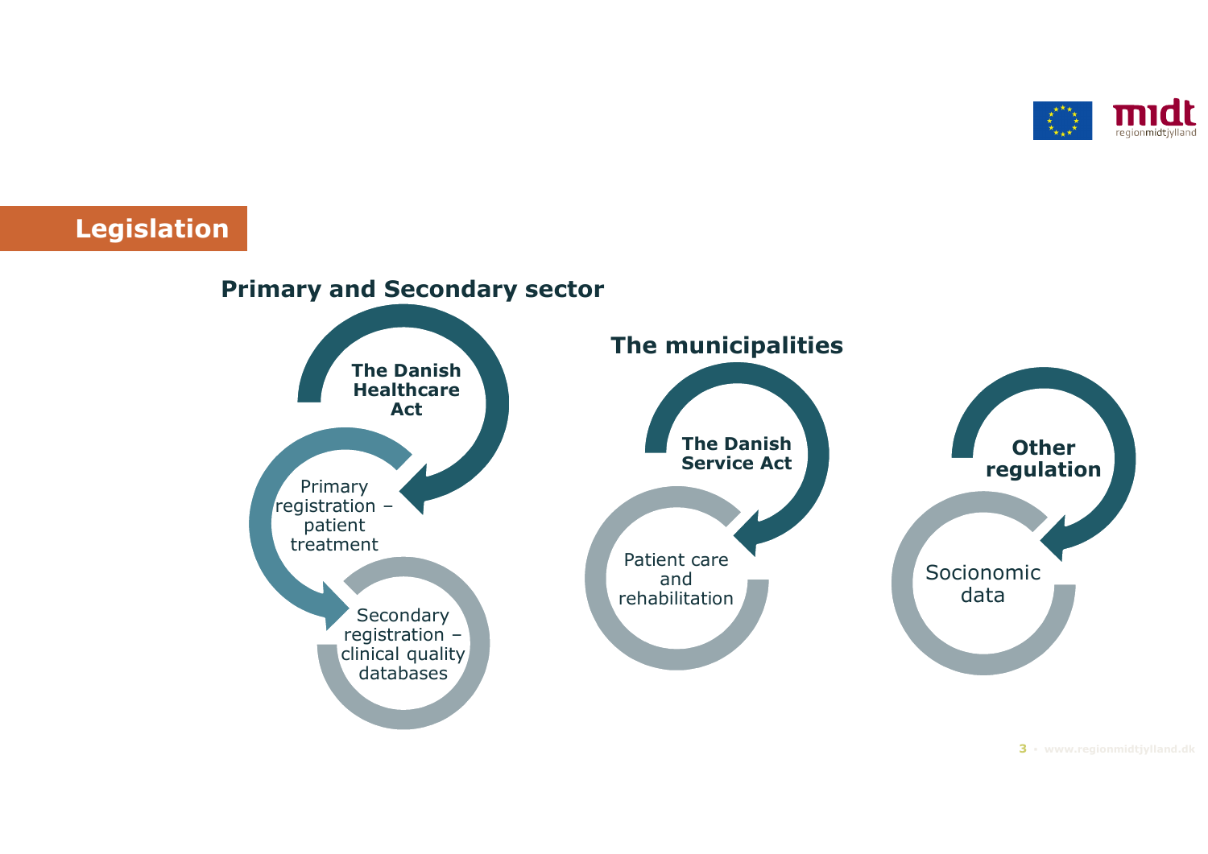# Legislation

## Primary and Secondary sector

**The Danish Healthcare Act**

Primary registration – patient treatment

Secondary registration – clinical quality databases

## The municipalities

**The Danish Service Act**

Patient care and rehabilitation

**Other regulation**

Socionomic data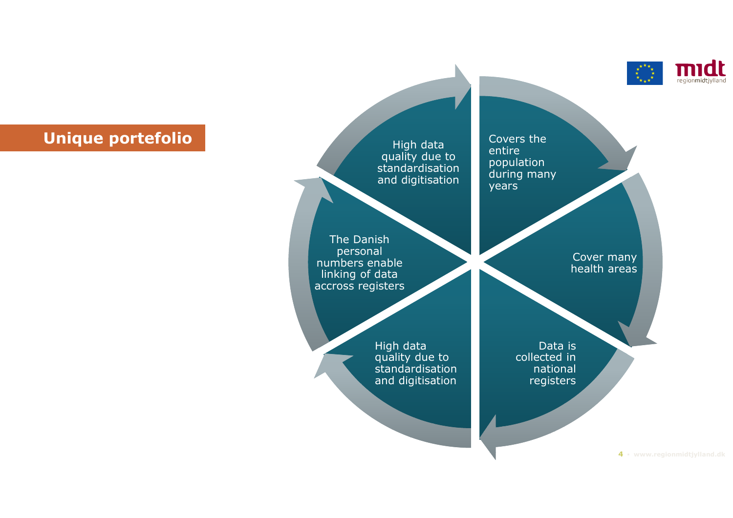## Unique portefolio

- High data quality due to standardisation and digitisation
- Covers the entire population during many years
- Cover many health areas
- Data is collected in national registers
- High data quality due to standardisation and digitisation
- The Danish personal numbers enable linking of data accross registers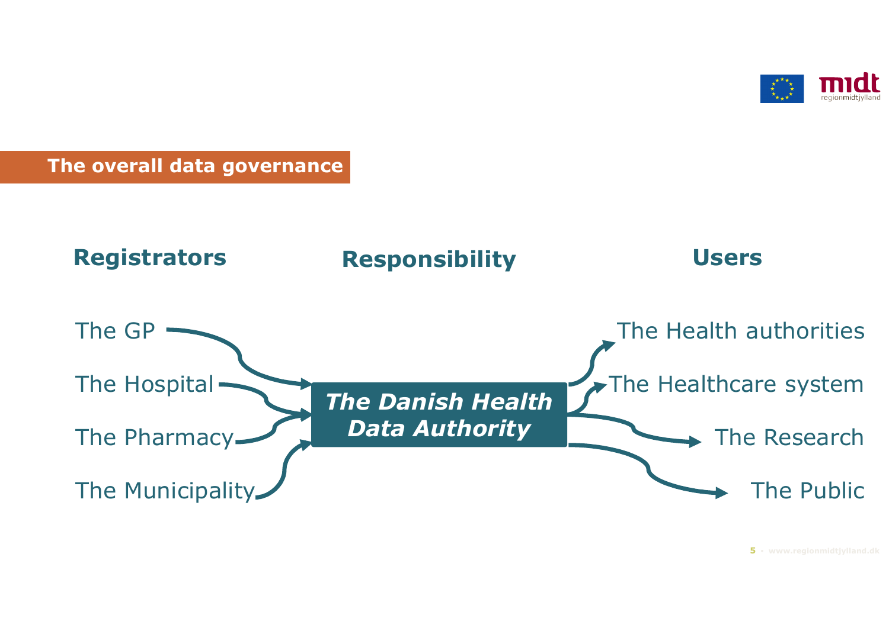## The overall data governance

| Registrators | Responsibility | Users |
|---|---|---|
| The GP | The Danish Health Data Authority | The Health authorities |
| The Hospital | | The Healthcare system |
| The Pharmacy | | The Research |
| The Municipality | | The Public |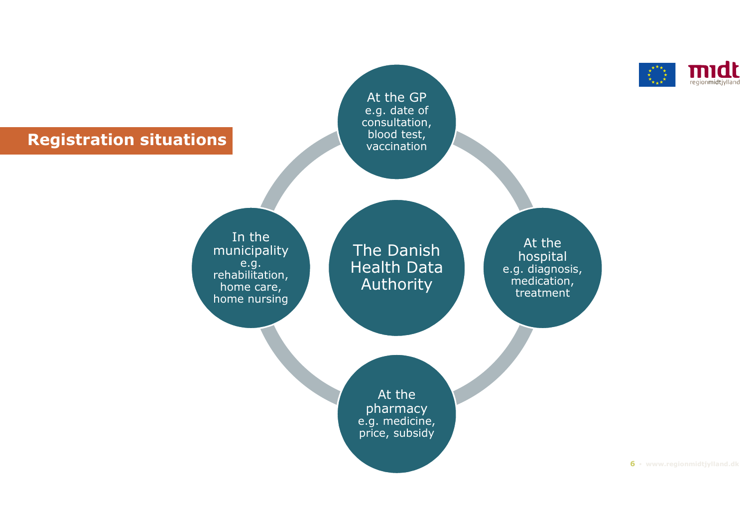## Registration situations

**The Danish Health Data Authority**

- **At the GP** e.g. date of consultation, blood test, vaccination
- **At the hospital** e.g. diagnosis, medication, treatment
- **At the pharmacy** e.g. medicine, price, subsidy
- **In the municipality** e.g. rehabilitation, home care, home nursing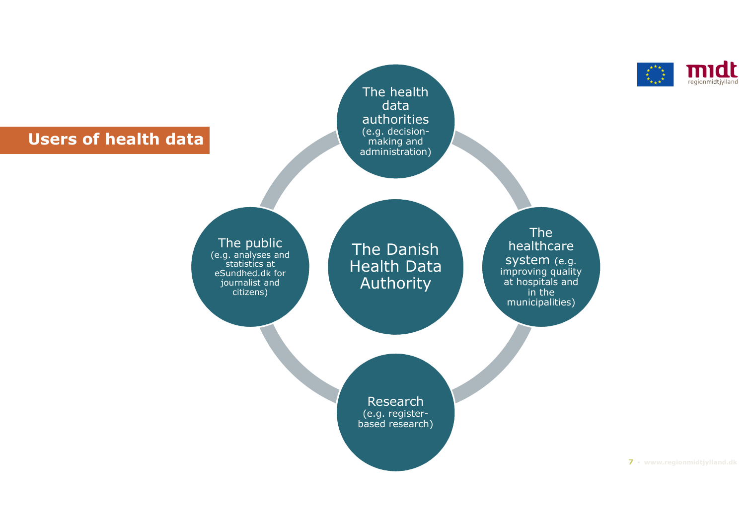## Users of health data

**The Danish Health Data Authority**

- **The health data authorities** (e.g. decision-making and administration)
- **The healthcare system** (e.g. improving quality at hospitals and in the municipalities)
- **Research** (e.g. register-based research)
- **The public** (e.g. analyses and statistics at eSundhed.dk for journalist and citizens)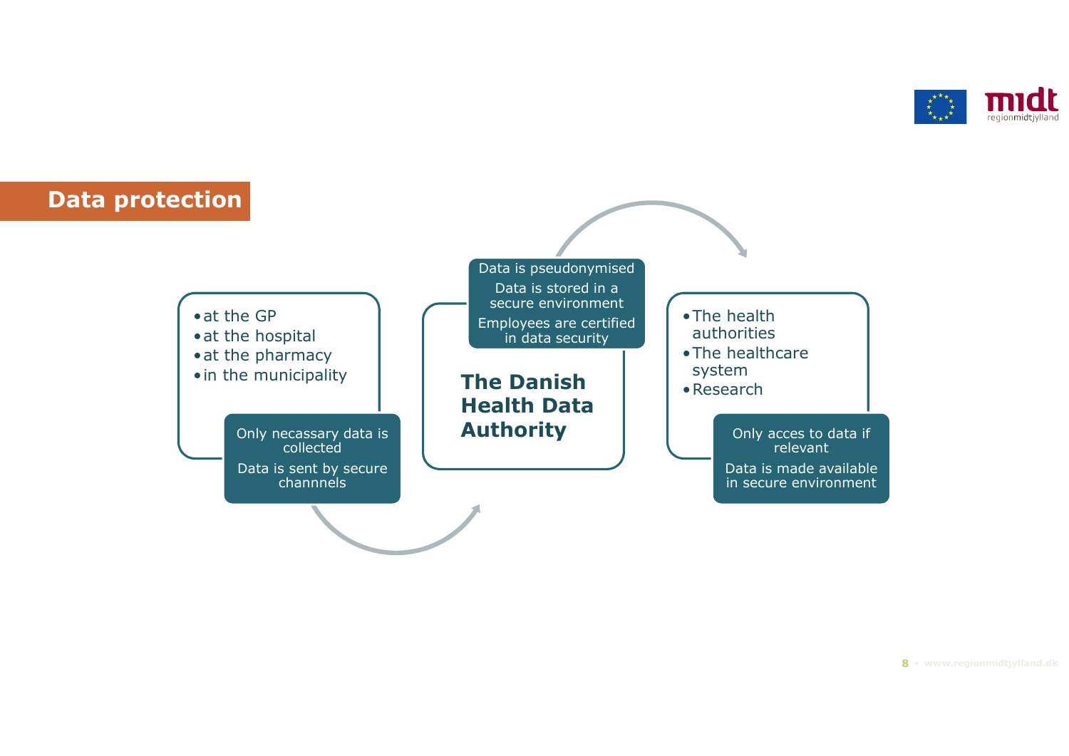## Data protection

- at the GP
- at the hospital
- at the pharmacy
- in the municipality

Only necassary data is collected

Data is sent by secure channnels

Data is pseudonymised

Data is stored in a secure environment

Employees are certified in data security

**The Danish Health Data Authority**

- The health authorities
- The healthcare system
- Research

Only acces to data if relevant

Data is made available in secure environment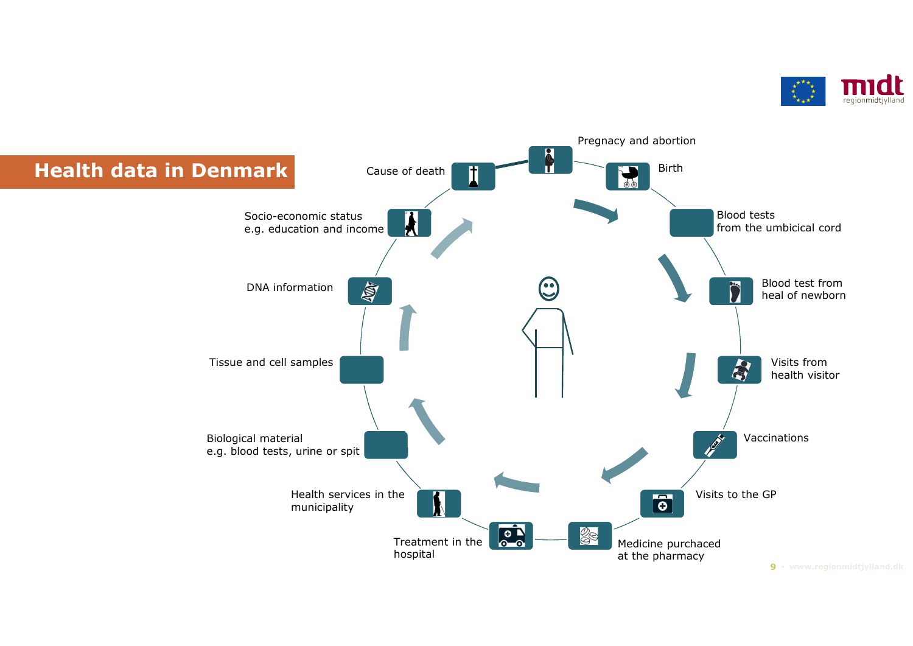# Health data in Denmark

- Pregnancy and abortion
- Birth
- Blood tests from the umbicical cord
- Blood test from heal of newborn
- Visits from health visitor
- Vaccinations
- Visits to the GP
- Medicine purchaced at the pharmacy
- Treatment in the hospital
- Health services in the municipality
- Biological material e.g. blood tests, urine or spit
- Tissue and cell samples
- DNA information
- Socio-economic status e.g. education and income
- Cause of death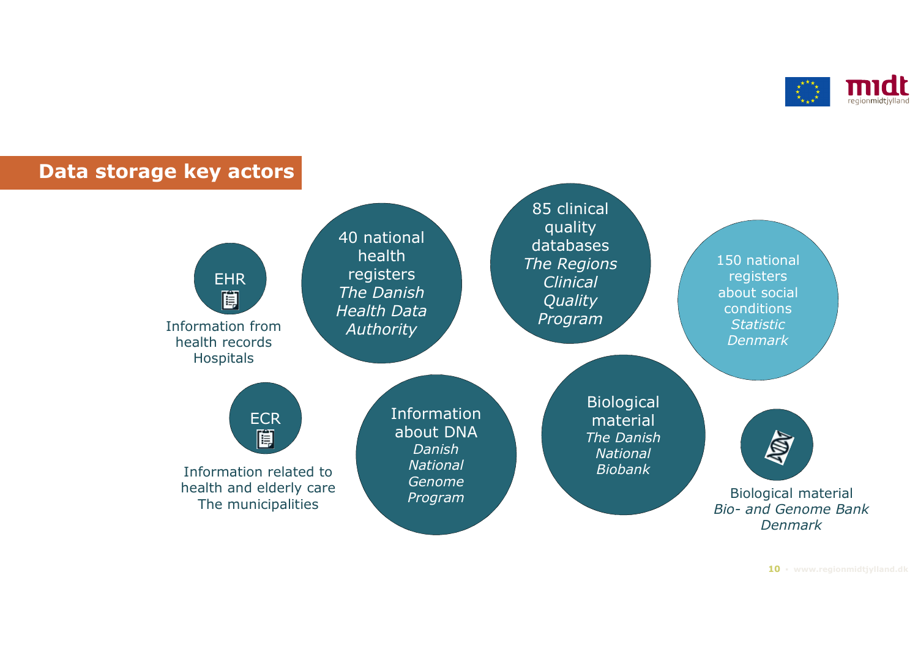## Data storage key actors

- **EHR** – Information from health records
  Hospitals
- **ECR** – Information related to health and elderly care
  The municipalities
- 40 national health registers
  *The Danish Health Data Authority*
- Information about DNA
  *Danish National Genome Program*
- 85 clinical quality databases
  *The Regions Clinical Quality Program*
- Biological material
  *The Danish National Biobank*
- 150 national registers about social conditions
  *Statistic Denmark*
- Biological material
  *Bio- and Genome Bank Denmark*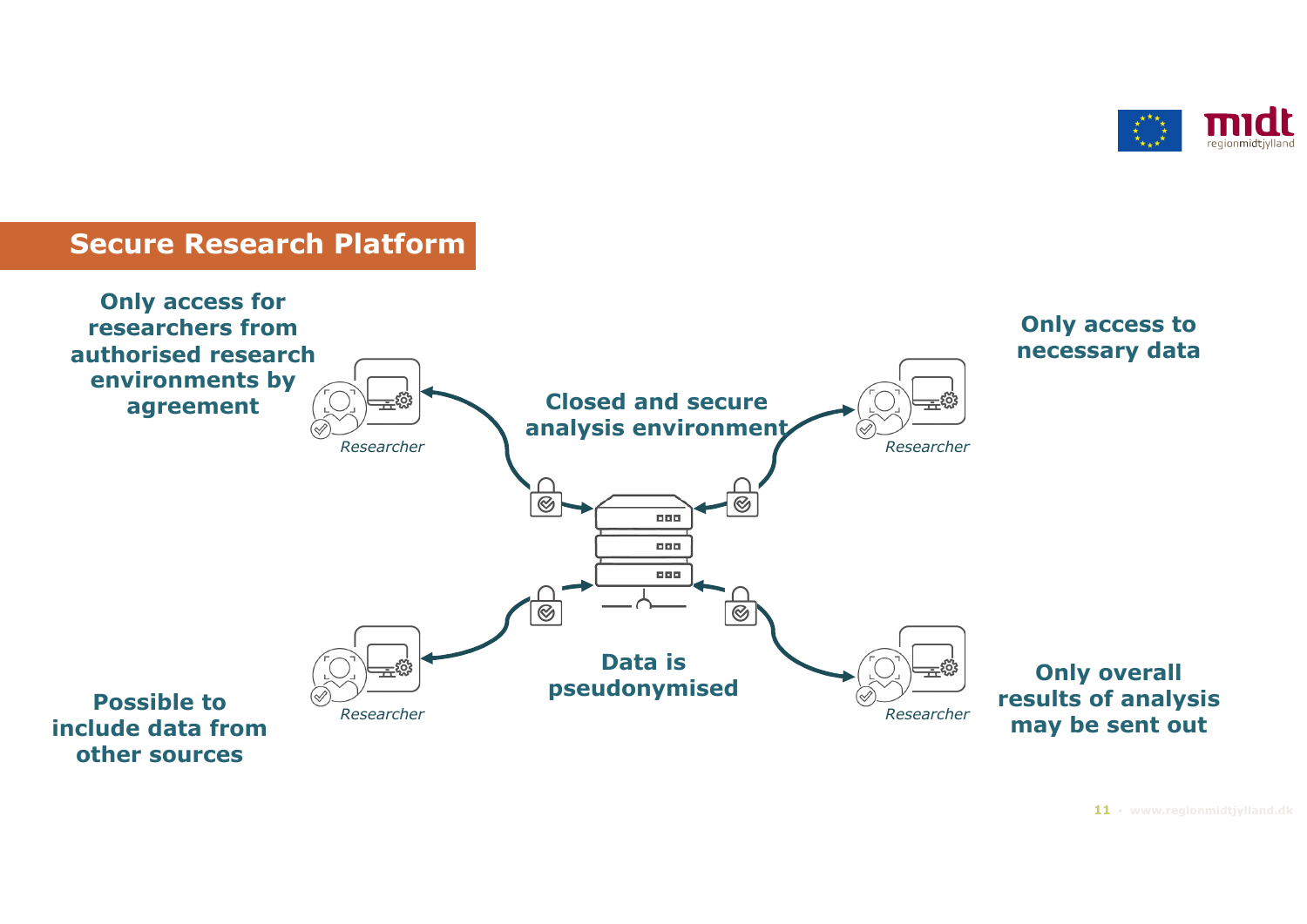## Secure Research Platform

**Only access for researchers from authorised research environments by agreement**

**Only access to necessary data**

**Closed and secure analysis environment**

*Researcher*

*Researcher*

*Researcher*

*Researcher*

**Data is pseudonymised**

**Possible to include data from other sources**

**Only overall results of analysis may be sent out**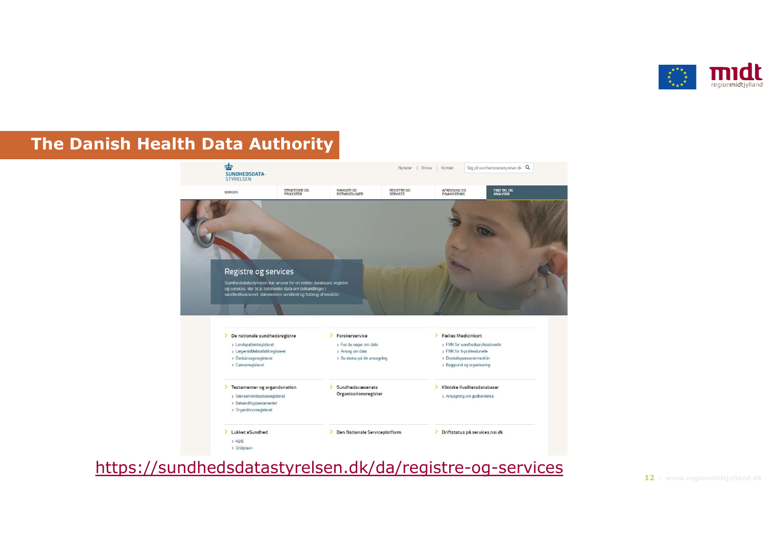## The Danish Health Data Authority

SUNDHEDSDATA-STYRELSEN

Nyheder | Om os | Kontakt | Søg på sundhedsdatastyrelsen.dk

BORGER | STRATEGIER OG PROJEKTER | RAMMER OG RETNINGSLINJER | REGISTRE OG SERVICES | AFREGNING OG FINANSIERING | FIND TAL OG ANALYSER

### Registre og services

Sundhedsdatastyrelsen har ansvar for en række databaser, registre og services, der bl.a. indeholder data om behandlinger i sundhedsvæsenet, danskernes sundhed og forbrug af medicin.

**De nationale sundhedsregistre**
- Landspatientregisteret
- Lægemiddelstatistikregisteret
- Dødsårsagsregisteret
- Cancerregisteret

**Forskerservice**
- For du søger om data
- Ansøg om data
- Se status på din ansøgning

**Fælles Medicinkort**
- FMK for sundhedsprofessionelle
- FMK for it-professionelle
- Dosisdispenseret medicin
- Baggrund og organisering

**Testamenter og organdonation**
- Vævsanvendelsesregisteret
- Behandlingstestamentet
- Organdonorregisteret

**Sundhedsvæsenets Organisationsregister**

**Kliniske Kvalitetsdatabaser**
- Ansøgning om godkendelse

**Lukket eSundhed**
- KØS
- Ordiprax+

**Den Nationale Serviceplatform**

**Driftstatus på services.nsi.dk**

https://sundhedsdatastyrelsen.dk/da/registre-og-services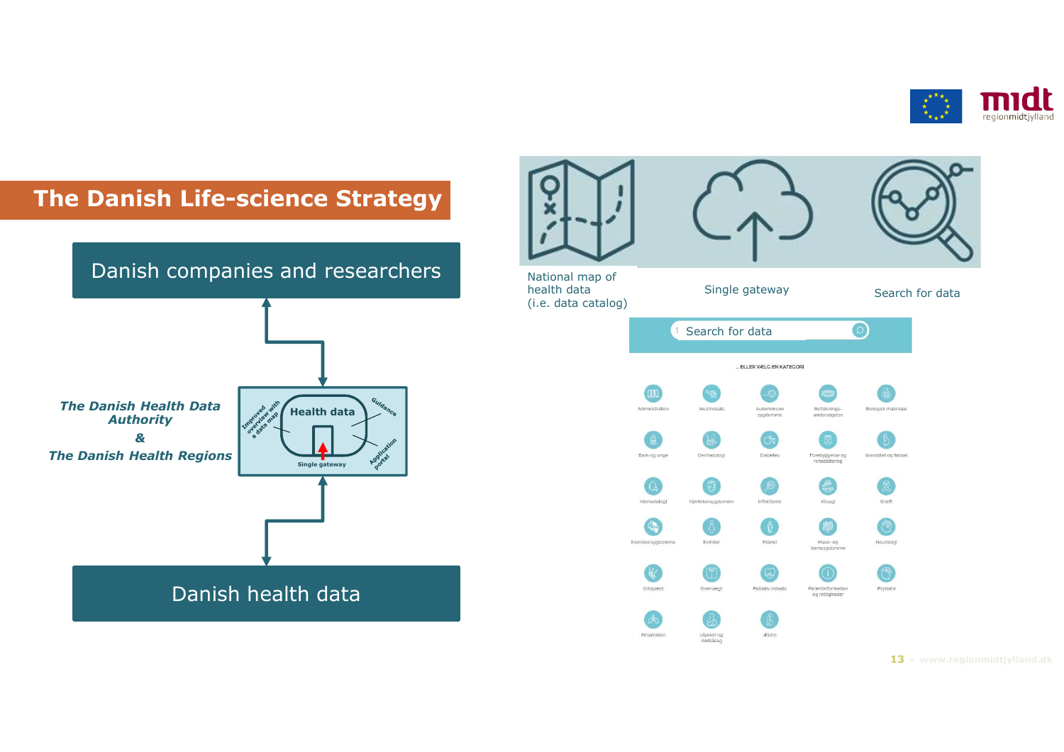# The Danish Life-science Strategy

Danish companies and researchers

*The Danish Health Data Authority*
*&*
*The Danish Health Regions*

Health data

Improved overview with a data map

Guidance

Application portal

Single gateway

Danish health data

National map of health data (i.e. data catalog)

Single gateway

Search for data

Search for data

... ELLER VÆLG EN KATEGORI

| | | | | |
|---|---|---|---|---|
| Administration | Akutindsats | Autoimmune sygdomme | Befolknings-undersøgelse | Biologisk materiale |
| Børn og unge | Dermatologi | Diabetes | Forebyggelse og rehabilitering | Graviditet og fødsel |
| Hæmatologi | Hjertekarsygdomme | Infektioner | Kirurgi | Kræft |
| Kroniske sygdomme | Kvinder | Mænd | Mave- og tarmsygdomme | Neurologi |
| Ortopædi | Overvægt | Palliativ indsats | Patientinformation og rettigheder | Psykiatri |
| Respiration | Ulykker og dødsårsag | Ældre | | |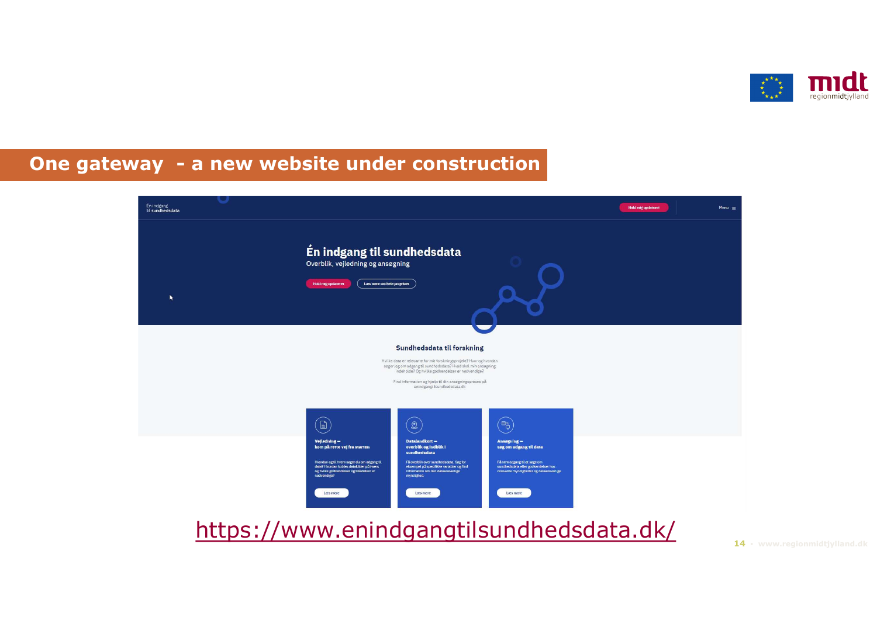# One gateway - a new website under construction

Én indgang til sundhedsdata

Én indgang til sundhedsdata

Overblik, vejledning og ansøgning

Hold mig opdateret

Læs mere om hele projektet

Menu

## Sundhedsdata til forskning

Hvilke data er relevante for mit forskningsprojekt? Hvor og hvordan søger jeg om adgang til sundhedsdata? Hvad skal min ansøgning indeholde? Og hvilke godkendelser er nødvendige?

Find information og hjælp til din ansøgningsproces på enindgangtilsundhedsdata.dk

**Vejledning – kom på rette vej fra starten**

Hvordan og til hvem søger du om adgang til data? Hvordan kobles datakilder på tværs og hvilke godkendelser og tilladelser er nødvendige?

Læs mere

**Datalandkort – overblik og indblik i sundhedsdata**

Få overblik over sundhedsdata. Søg for eksempel på specifikke variabler og find information om den dataansvarlige myndighed.

Læs mere

**Ansøgning – søg om adgang til data**

Få nem adgang til at søge om sundhedsdata eller godkendelser hos relevante myndigheder og dataansvarlige

Læs mere

https://www.enindgangtilsundhedsdata.dk/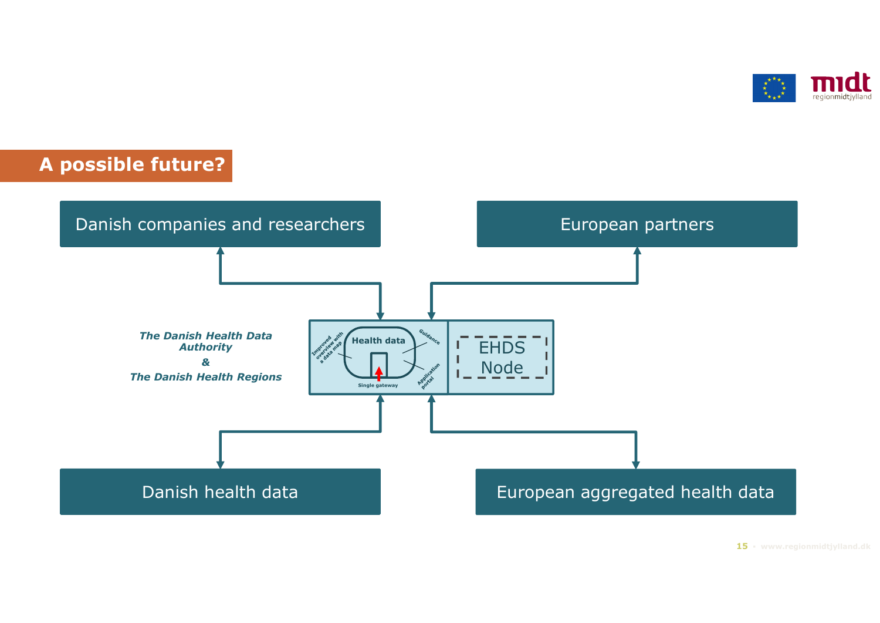## A possible future?

Danish companies and researchers

European partners

*The Danish Health Data Authority*

*&*

*The Danish Health Regions*

Health data

Improved overview with a data map

Guidance

Application portal

Single gateway

EHDS Node

Danish health data

European aggregated health data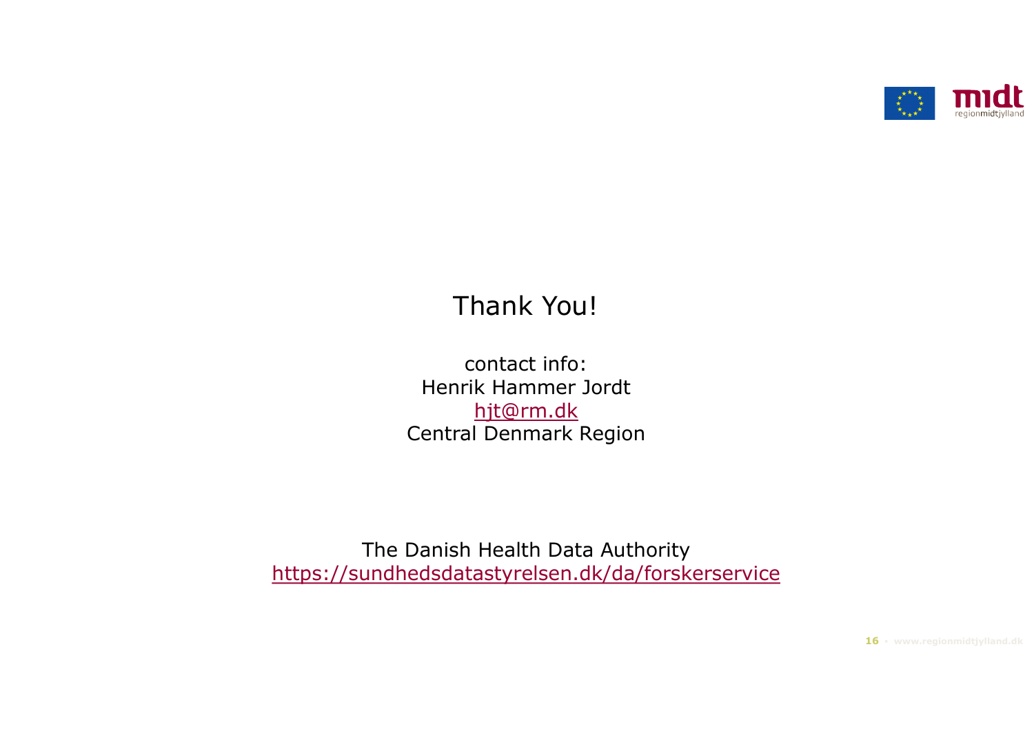# Thank You!

contact info:
Henrik Hammer Jordt
[hjt@rm.dk](mailto:hjt@rm.dk)
Central Denmark Region

The Danish Health Data Authority
[https://sundhedsdatastyrelsen.dk/da/forskerservice](https://sundhedsdatastyrelsen.dk/da/forskerservice)